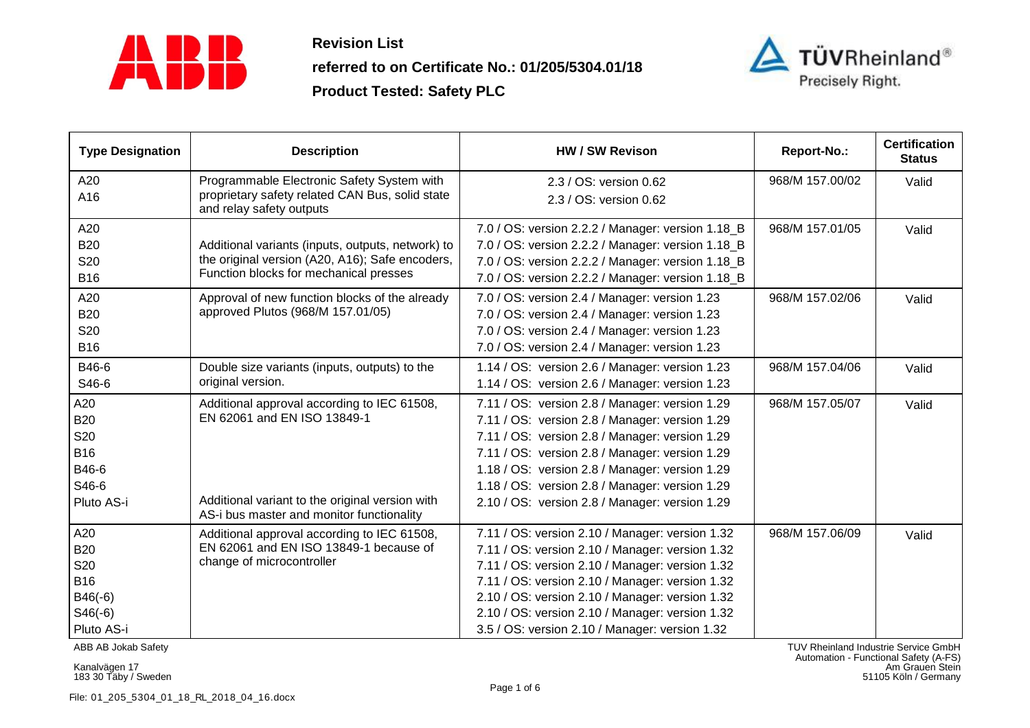**Revision List**

**referred to on Certificate No.: 01/205/5304.01/18**

**Product Tested: Safety PLC**

| Type Designation | Description | HW / SW Revison | Report-No.: | Certification Status |
|---|---|---|---|---|
| A20<br>A16 | Programmable Electronic Safety System with proprietary safety related CAN Bus, solid state and relay safety outputs | 2.3 / OS: version 0.62<br>2.3 / OS: version 0.62 | 968/M 157.00/02 | Valid |
| A20<br>B20<br>S20<br>B16 | Additional variants (inputs, outputs, network) to the original version (A20, A16); Safe encoders, Function blocks for mechanical presses | 7.0 / OS: version 2.2.2 / Manager: version 1.18_B<br>7.0 / OS: version 2.2.2 / Manager: version 1.18_B<br>7.0 / OS: version 2.2.2 / Manager: version 1.18_B<br>7.0 / OS: version 2.2.2 / Manager: version 1.18_B | 968/M 157.01/05 | Valid |
| A20<br>B20<br>S20<br>B16 | Approval of new function blocks of the already approved Plutos (968/M 157.01/05) | 7.0 / OS: version 2.4 / Manager: version 1.23<br>7.0 / OS: version 2.4 / Manager: version 1.23<br>7.0 / OS: version 2.4 / Manager: version 1.23<br>7.0 / OS: version 2.4 / Manager: version 1.23 | 968/M 157.02/06 | Valid |
| B46-6<br>S46-6 | Double size variants (inputs, outputs) to the original version. | 1.14 / OS: version 2.6 / Manager: version 1.23<br>1.14 / OS: version 2.6 / Manager: version 1.23 | 968/M 157.04/06 | Valid |
| A20<br>B20<br>S20<br>B16<br>B46-6<br>S46-6<br>Pluto AS-i | Additional approval according to IEC 61508, EN 62061 and EN ISO 13849-1<br><br><br><br><br><br>Additional variant to the original version with AS-i bus master and monitor functionality | 7.11 / OS: version 2.8 / Manager: version 1.29<br>7.11 / OS: version 2.8 / Manager: version 1.29<br>7.11 / OS: version 2.8 / Manager: version 1.29<br>7.11 / OS: version 2.8 / Manager: version 1.29<br>1.18 / OS: version 2.8 / Manager: version 1.29<br>1.18 / OS: version 2.8 / Manager: version 1.29<br>2.10 / OS: version 2.8 / Manager: version 1.29 | 968/M 157.05/07 | Valid |
| A20<br>B20<br>S20<br>B16<br>B46(-6)<br>S46(-6)<br>Pluto AS-i | Additional approval according to IEC 61508, EN 62061 and EN ISO 13849-1 because of change of microcontroller | 7.11 / OS: version 2.10 / Manager: version 1.32<br>7.11 / OS: version 2.10 / Manager: version 1.32<br>7.11 / OS: version 2.10 / Manager: version 1.32<br>7.11 / OS: version 2.10 / Manager: version 1.32<br>2.10 / OS: version 2.10 / Manager: version 1.32<br>2.10 / OS: version 2.10 / Manager: version 1.32<br>3.5 / OS: version 2.10 / Manager: version 1.32 | 968/M 157.06/09 | Valid |

ABB AB Jokab Safety
Kanalvägen 17
183 30 Täby / Sweden

TUV Rheinland Industrie Service GmbH
Automation - Functional Safety (A-FS)
Am Grauen Stein
51105 Köln / Germany

File: 01_205_5304_01_18_RL_2018_04_16.docx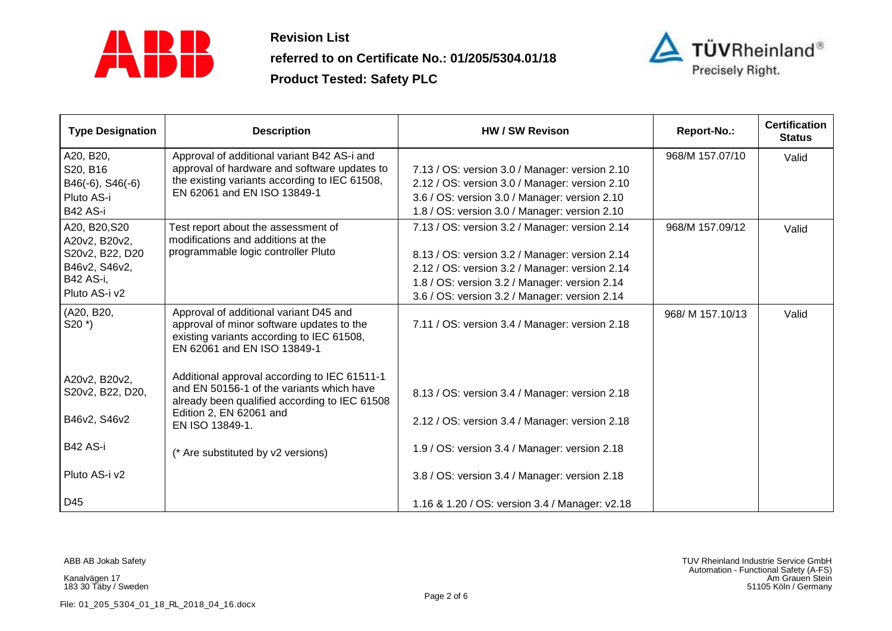**Revision List**

**referred to on Certificate No.: 01/205/5304.01/18**

**Product Tested: Safety PLC**

| Type Designation | Description | HW / SW Revison | Report-No.: | Certification Status |
|---|---|---|---|---|
| A20, B20, S20, B16 B46(-6), S46(-6) Pluto AS-i B42 AS-i | Approval of additional variant B42 AS-i and approval of hardware and software updates to the existing variants according to IEC 61508, EN 62061 and EN ISO 13849-1 | 7.13 / OS: version 3.0 / Manager: version 2.10 2.12 / OS: version 3.0 / Manager: version 2.10 3.6 / OS: version 3.0 / Manager: version 2.10 1.8 / OS: version 3.0 / Manager: version 2.10 | 968/M 157.07/10 | Valid |
| A20, B20,S20 A20v2, B20v2, S20v2, B22, D20 B46v2, S46v2, B42 AS-i, Pluto AS-i v2 | Test report about the assessment of modifications and additions at the programmable logic controller Pluto | 7.13 / OS: version 3.2 / Manager: version 2.14 8.13 / OS: version 3.2 / Manager: version 2.14 2.12 / OS: version 3.2 / Manager: version 2.14 1.8 / OS: version 3.2 / Manager: version 2.14 3.6 / OS: version 3.2 / Manager: version 2.14 | 968/M 157.09/12 | Valid |
| (A20, B20, S20 *) A20v2, B20v2, S20v2, B22, D20, B46v2, S46v2 B42 AS-i Pluto AS-i v2 D45 | Approval of additional variant D45 and approval of minor software updates to the existing variants according to IEC 61508, EN 62061 and EN ISO 13849-1 Additional approval according to IEC 61511-1 and EN 50156-1 of the variants which have already been qualified according to IEC 61508 Edition 2, EN 62061 and EN ISO 13849-1. (* Are substituted by v2 versions) | 7.11 / OS: version 3.4 / Manager: version 2.18 8.13 / OS: version 3.4 / Manager: version 2.18 2.12 / OS: version 3.4 / Manager: version 2.18 1.9 / OS: version 3.4 / Manager: version 2.18 3.8 / OS: version 3.4 / Manager: version 2.18 1.16 & 1.20 / OS: version 3.4 / Manager: v2.18 | 968/ M 157.10/13 | Valid |

ABB AB Jokab Safety

Kanalvägen 17
183 30 Täby / Sweden

TÜV Rheinland Industrie Service GmbH
Automation - Functional Safety (A-FS)
Am Grauen Stein
51105 Köln / Germany

File: 01_205_5304_01_18_RL_2018_04_16.docx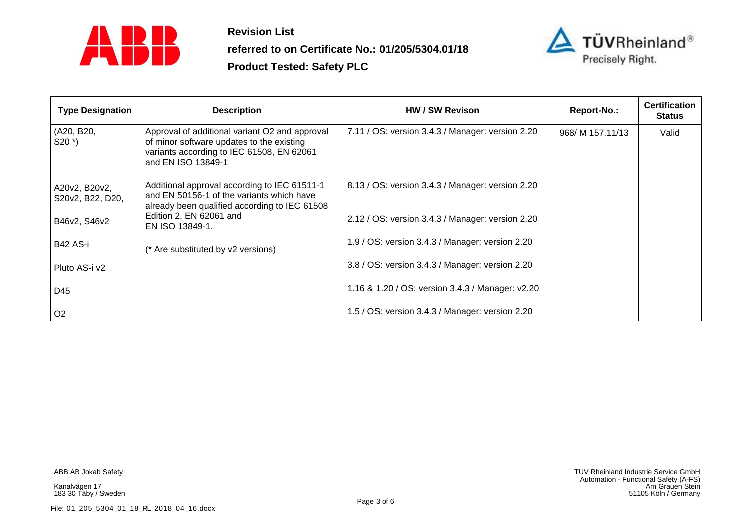**Revision List**

**referred to on Certificate No.: 01/205/5304.01/18**

**Product Tested: Safety PLC**

| Type Designation | Description | HW / SW Revison | Report-No.: | Certification Status |
|---|---|---|---|---|
| (A20, B20, S20 *) | Approval of additional variant O2 and approval of minor software updates to the existing variants according to IEC 61508, EN 62061 and EN ISO 13849-1 | 7.11 / OS: version 3.4.3 / Manager: version 2.20 | 968/ M 157.11/13 | Valid |
| A20v2, B20v2, S20v2, B22, D20, | Additional approval according to IEC 61511-1 and EN 50156-1 of the variants which have already been qualified according to IEC 61508 Edition 2, EN 62061 and EN ISO 13849-1. | 8.13 / OS: version 3.4.3 / Manager: version 2.20 | | |
| B46v2, S46v2 | | 2.12 / OS: version 3.4.3 / Manager: version 2.20 | | |
| B42 AS-i | (* Are substituted by v2 versions) | 1.9 / OS: version 3.4.3 / Manager: version 2.20 | | |
| Pluto AS-i v2 | | 3.8 / OS: version 3.4.3 / Manager: version 2.20 | | |
| D45 | | 1.16 & 1.20 / OS: version 3.4.3 / Manager: v2.20 | | |
| O2 | | 1.5 / OS: version 3.4.3 / Manager: version 2.20 | | |

ABB AB Jokab Safety

Kanalvägen 17
183 30 Täby / Sweden

TÜV Rheinland Industrie Service GmbH
Automation - Functional Safety (A-FS)
Am Grauen Stein
51105 Köln / Germany

File: 01_205_5304_01_18_RL_2018_04_16.docx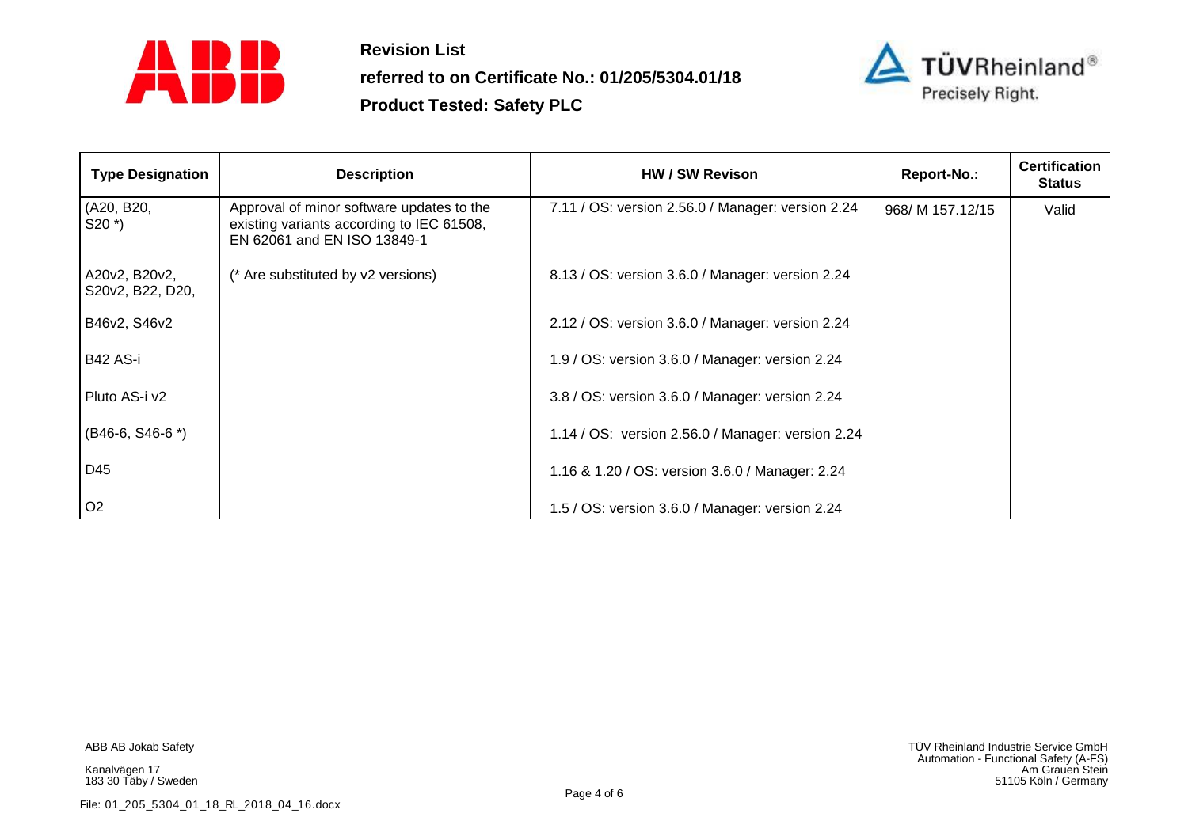**Revision List**

**referred to on Certificate No.: 01/205/5304.01/18**

**Product Tested: Safety PLC**

| Type Designation | Description | HW / SW Revison | Report-No.: | Certification Status |
|---|---|---|---|---|
| (A20, B20, S20 *) | Approval of minor software updates to the existing variants according to IEC 61508, EN 62061 and EN ISO 13849-1 | 7.11 / OS: version 2.56.0 / Manager: version 2.24 | 968/ M 157.12/15 | Valid |
| A20v2, B20v2, S20v2, B22, D20, | (* Are substituted by v2 versions) | 8.13 / OS: version 3.6.0 / Manager: version 2.24 | | |
| B46v2, S46v2 | | 2.12 / OS: version 3.6.0 / Manager: version 2.24 | | |
| B42 AS-i | | 1.9 / OS: version 3.6.0 / Manager: version 2.24 | | |
| Pluto AS-i v2 | | 3.8 / OS: version 3.6.0 / Manager: version 2.24 | | |
| (B46-6, S46-6 *) | | 1.14 / OS: version 2.56.0 / Manager: version 2.24 | | |
| D45 | | 1.16 & 1.20 / OS: version 3.6.0 / Manager: 2.24 | | |
| O2 | | 1.5 / OS: version 3.6.0 / Manager: version 2.24 | | |

ABB AB Jokab Safety

Kanalvägen 17
183 30 Täby / Sweden

TÜV Rheinland Industrie Service GmbH
Automation - Functional Safety (A-FS)
Am Grauen Stein
51105 Köln / Germany

File: 01_205_5304_01_18_RL_2018_04_16.docx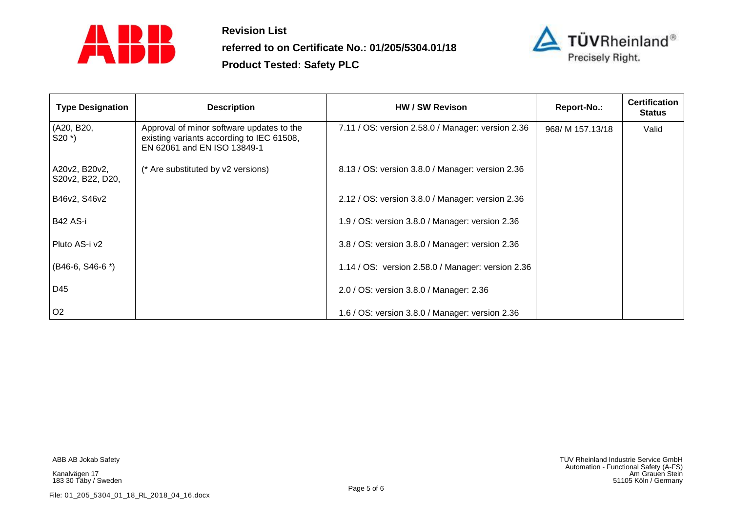**Revision List**

**referred to on Certificate No.: 01/205/5304.01/18**

**Product Tested: Safety PLC**

| Type Designation | Description | HW / SW Revison | Report-No.: | Certification Status |
|---|---|---|---|---|
| (A20, B20, S20 *) | Approval of minor software updates to the existing variants according to IEC 61508, EN 62061 and EN ISO 13849-1 | 7.11 / OS: version 2.58.0 / Manager: version 2.36 | 968/ M 157.13/18 | Valid |
| A20v2, B20v2, S20v2, B22, D20, | (* Are substituted by v2 versions) | 8.13 / OS: version 3.8.0 / Manager: version 2.36 | | |
| B46v2, S46v2 | | 2.12 / OS: version 3.8.0 / Manager: version 2.36 | | |
| B42 AS-i | | 1.9 / OS: version 3.8.0 / Manager: version 2.36 | | |
| Pluto AS-i v2 | | 3.8 / OS: version 3.8.0 / Manager: version 2.36 | | |
| (B46-6, S46-6 *) | | 1.14 / OS: version 2.58.0 / Manager: version 2.36 | | |
| D45 | | 2.0 / OS: version 3.8.0 / Manager: 2.36 | | |
| O2 | | 1.6 / OS: version 3.8.0 / Manager: version 2.36 | | |

ABB AB Jokab Safety

Kanalvägen 17
183 30 Täby / Sweden

TÜV Rheinland Industrie Service GmbH
Automation - Functional Safety (A-FS)
Am Grauen Stein
51105 Köln / Germany

File: 01_205_5304_01_18_RL_2018_04_16.docx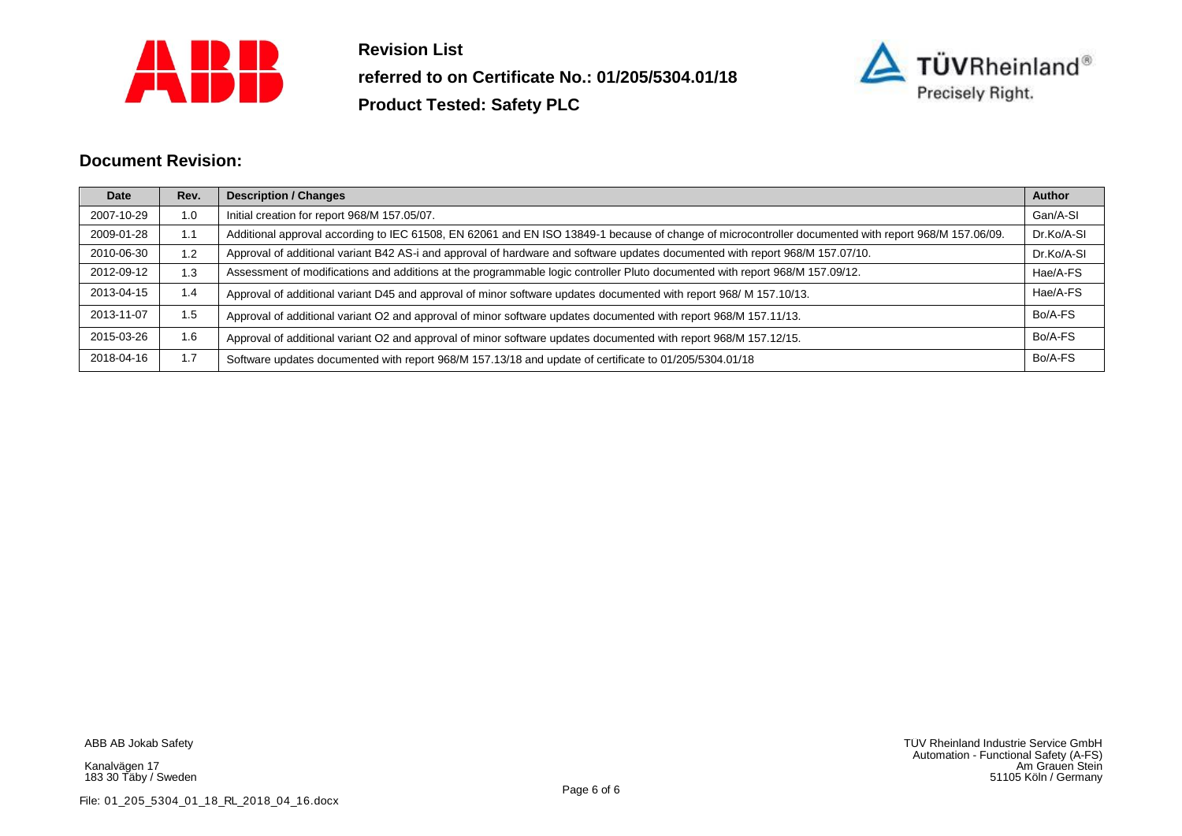**Revision List**

**referred to on Certificate No.: 01/205/5304.01/18**

**Product Tested: Safety PLC**

## Document Revision:

| Date | Rev. | Description / Changes | Author |
|---|---|---|---|
| 2007-10-29 | 1.0 | Initial creation for report 968/M 157.05/07. | Gan/A-SI |
| 2009-01-28 | 1.1 | Additional approval according to IEC 61508, EN 62061 and EN ISO 13849-1 because of change of microcontroller documented with report 968/M 157.06/09. | Dr.Ko/A-SI |
| 2010-06-30 | 1.2 | Approval of additional variant B42 AS-i and approval of hardware and software updates documented with report 968/M 157.07/10. | Dr.Ko/A-SI |
| 2012-09-12 | 1.3 | Assessment of modifications and additions at the programmable logic controller Pluto documented with report 968/M 157.09/12. | Hae/A-FS |
| 2013-04-15 | 1.4 | Approval of additional variant D45 and approval of minor software updates documented with report 968/ M 157.10/13. | Hae/A-FS |
| 2013-11-07 | 1.5 | Approval of additional variant O2 and approval of minor software updates documented with report 968/M 157.11/13. | Bo/A-FS |
| 2015-03-26 | 1.6 | Approval of additional variant O2 and approval of minor software updates documented with report 968/M 157.12/15. | Bo/A-FS |
| 2018-04-16 | 1.7 | Software updates documented with report 968/M 157.13/18 and update of certificate to 01/205/5304.01/18 | Bo/A-FS |

ABB AB Jokab Safety
Kanalvägen 17
183 30 Täby / Sweden

TÜV Rheinland Industrie Service GmbH
Automation - Functional Safety (A-FS)
Am Grauen Stein
51105 Köln / Germany

File: 01_205_5304_01_18_RL_2018_04_16.docx